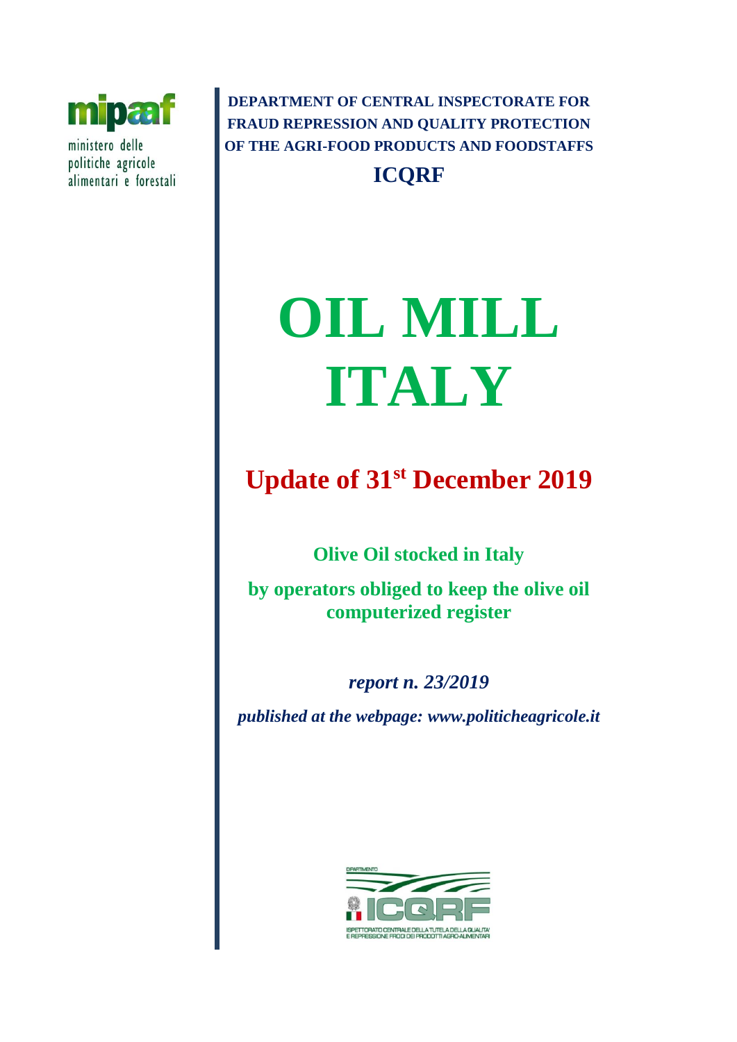mipaaf

ministero delle politiche agricole alimentari e forestali

**DEPARTMENT OF CENTRAL INSPECTORATE FOR FRAUD REPRESSION AND QUALITY PROTECTION OF THE AGRI-FOOD PRODUCTS AND FOODSTAFFS**

**ICQRF**

# OIL MILL ITALY

## Update of 31st December 2019

**Olive Oil stocked in Italy**

**by operators obliged to keep the olive oil computerized register**

***report n. 23/2019***

***published at the webpage: www.politicheagricole.it***

DIPARTIMENTO

ICQRF

ISPETTORATO CENTRALE DELLA TUTELA DELLA QUALITA' E REPRESSIONE FRODI DEI PRODOTTI AGRO-ALIMENTARI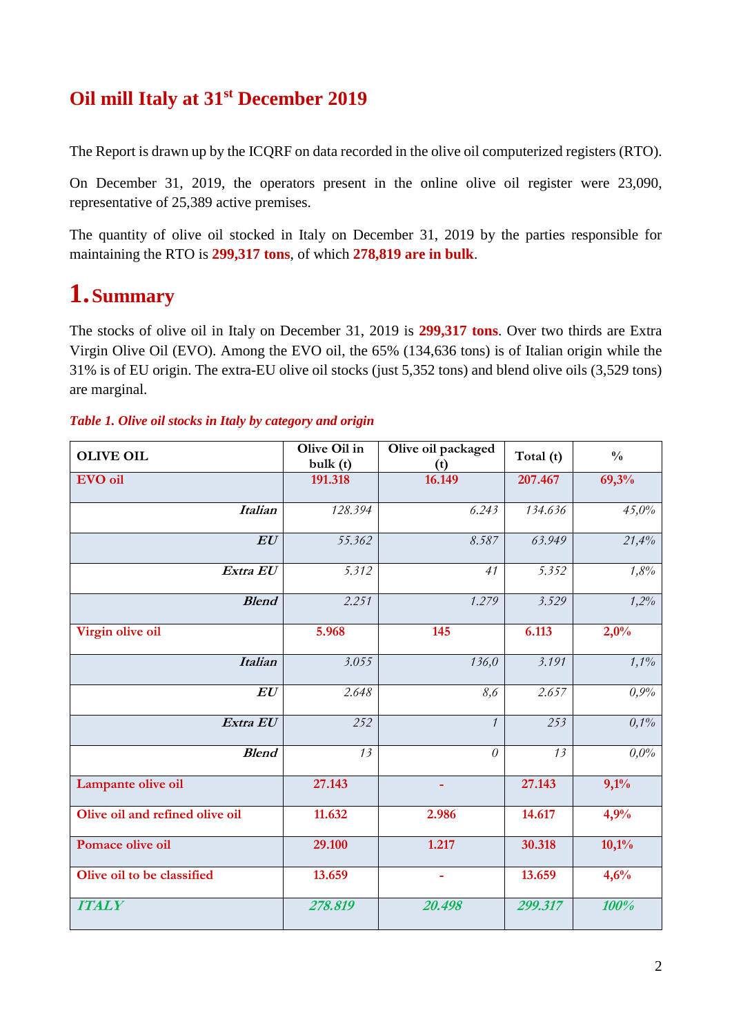# Oil mill Italy at 31[st] December 2019

The Report is drawn up by the ICQRF on data recorded in the olive oil computerized registers (RTO).

On December 31, 2019, the operators present in the online olive oil register were 23,090, representative of 25,389 active premises.

The quantity of olive oil stocked in Italy on December 31, 2019 by the parties responsible for maintaining the RTO is **299,317 tons**, of which **278,819 are in bulk**.

## 1. Summary

The stocks of olive oil in Italy on December 31, 2019 is **299,317 tons**. Over two thirds are Extra Virgin Olive Oil (EVO). Among the EVO oil, the 65% (134,636 tons) is of Italian origin while the 31% is of EU origin. The extra-EU olive oil stocks (just 5,352 tons) and blend olive oils (3,529 tons) are marginal.

***Table 1. Olive oil stocks in Italy by category and origin***

| OLIVE OIL | Olive Oil in bulk (t) | Olive oil packaged (t) | Total (t) | % |
|---|---|---|---|---|
| **EVO oil** | **191.318** | **16.149** | **207.467** | **69,3%** |
| ***Italian*** | *128.394* | *6.243* | *134.636* | *45,0%* |
| ***EU*** | *55.362* | *8.587* | *63.949* | *21,4%* |
| ***Extra EU*** | *5.312* | *41* | *5.352* | *1,8%* |
| ***Blend*** | *2.251* | *1.279* | *3.529* | *1,2%* |
| **Virgin olive oil** | **5.968** | **145** | **6.113** | **2,0%** |
| ***Italian*** | *3.055* | *136,0* | *3.191* | *1,1%* |
| ***EU*** | *2.648* | *8,6* | *2.657* | *0,9%* |
| ***Extra EU*** | *252* | *1* | *253* | *0,1%* |
| ***Blend*** | *13* | *0* | *13* | *0,0%* |
| **Lampante olive oil** | **27.143** | **-** | **27.143** | **9,1%** |
| **Olive oil and refined olive oil** | **11.632** | **2.986** | **14.617** | **4,9%** |
| **Pomace olive oil** | **29.100** | **1.217** | **30.318** | **10,1%** |
| **Olive oil to be classified** | **13.659** | **-** | **13.659** | **4,6%** |
| ***ITALY*** | ***278.819*** | ***20.498*** | ***299.317*** | ***100%*** |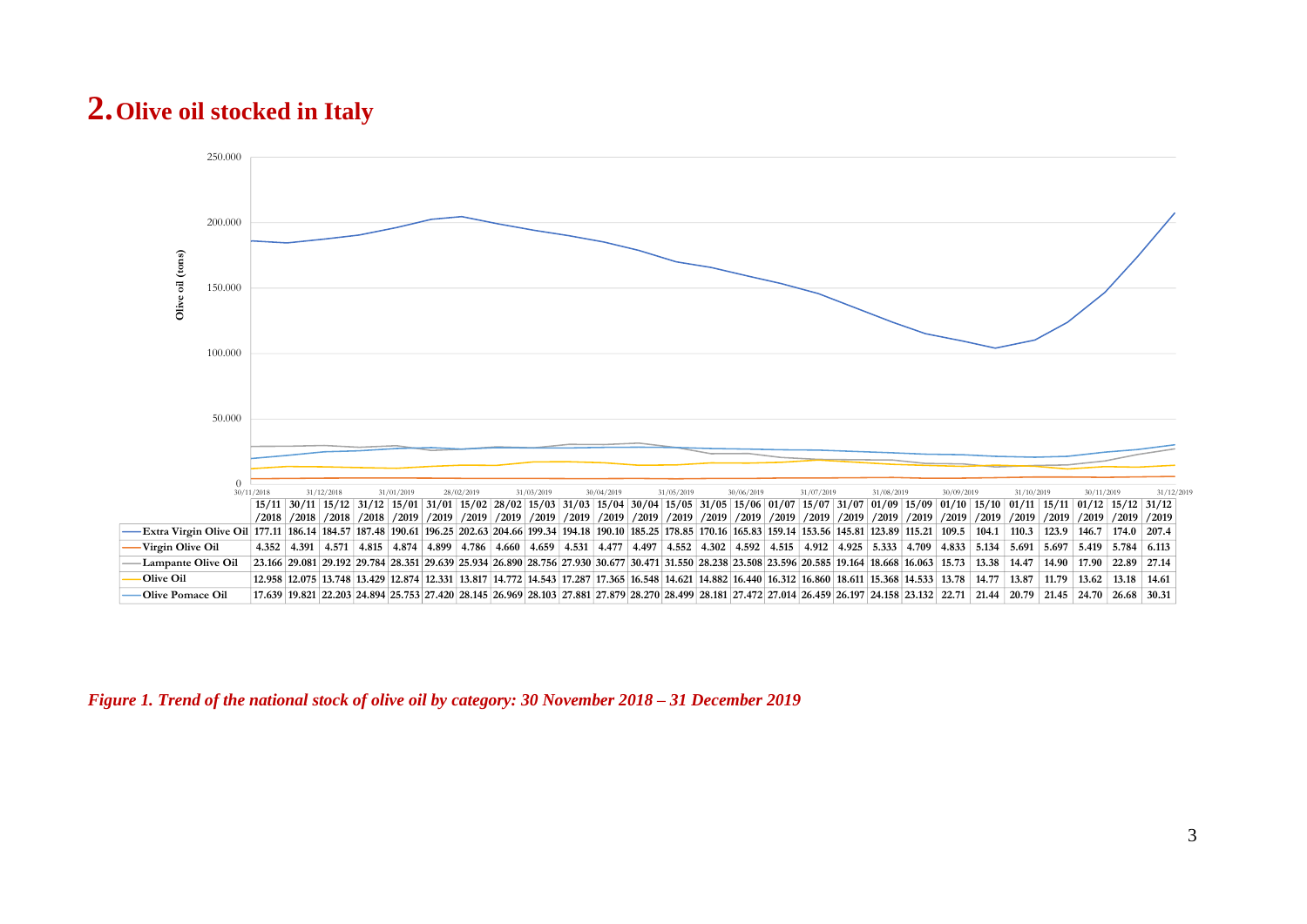## 2. Olive oil stocked in Italy

| | 15/11/2018 | 30/11/2018 | 15/12/2018 | 31/12/2018 | 15/01/2019 | 31/01/2019 | 15/02/2019 | 28/02/2019 | 15/03/2019 | 31/03/2019 | 15/04/2019 | 30/04/2019 | 15/05/2019 | 31/05/2019 | 15/06/2019 | 01/07/2019 | 15/07/2019 | 31/07/2019 | 01/09/2019 | 15/09/2019 | 01/10/2019 | 15/10/2019 | 01/11/2019 | 15/11/2019 | 01/12/2019 | 15/12/2019 | 31/12/2019 |
|---|---|---|---|---|---|---|---|---|---|---|---|---|---|---|---|---|---|---|---|---|---|---|---|---|---|---|---|
| Extra Virgin Olive Oil | 177.11 | 186.14 | 184.57 | 187.48 | 190.61 | 196.25 | 202.63 | 204.66 | 199.34 | 194.18 | 190.10 | 185.25 | 178.85 | 170.16 | 165.83 | 159.14 | 153.56 | 145.81 | 123.89 | 115.21 | 109.5 | 104.1 | 110.3 | 123.9 | 146.7 | 174.0 | 207.4 |
| Virgin Olive Oil | 4.352 | 4.391 | 4.571 | 4.815 | 4.874 | 4.899 | 4.786 | 4.660 | 4.659 | 4.531 | 4.477 | 4.497 | 4.552 | 4.302 | 4.592 | 4.515 | 4.912 | 4.925 | 5.333 | 4.709 | 4.833 | 5.134 | 5.691 | 5.697 | 5.419 | 5.784 | 6.113 |
| Lampante Olive Oil | 23.166 | 29.081 | 29.192 | 29.784 | 28.351 | 29.639 | 25.934 | 26.890 | 28.756 | 27.930 | 30.677 | 30.471 | 31.550 | 28.238 | 23.508 | 23.596 | 20.585 | 19.164 | 18.668 | 16.063 | 15.73 | 13.38 | 14.47 | 14.90 | 17.90 | 22.89 | 27.14 |
| Olive Oil | 12.958 | 12.075 | 13.748 | 13.429 | 12.874 | 12.331 | 13.817 | 14.772 | 14.543 | 17.287 | 17.365 | 16.548 | 14.621 | 14.882 | 16.440 | 16.312 | 16.860 | 18.611 | 15.368 | 14.533 | 13.78 | 14.77 | 13.87 | 11.79 | 13.62 | 13.18 | 14.61 |
| Olive Pomace Oil | 17.639 | 19.821 | 22.203 | 24.894 | 25.753 | 27.420 | 28.145 | 26.969 | 28.103 | 27.881 | 27.879 | 28.270 | 28.499 | 28.181 | 27.472 | 27.014 | 26.459 | 26.197 | 24.158 | 23.132 | 22.71 | 21.44 | 20.79 | 21.45 | 24.70 | 26.68 | 30.31 |

*Figure 1. Trend of the national stock of olive oil by category: 30 November 2018 – 31 December 2019*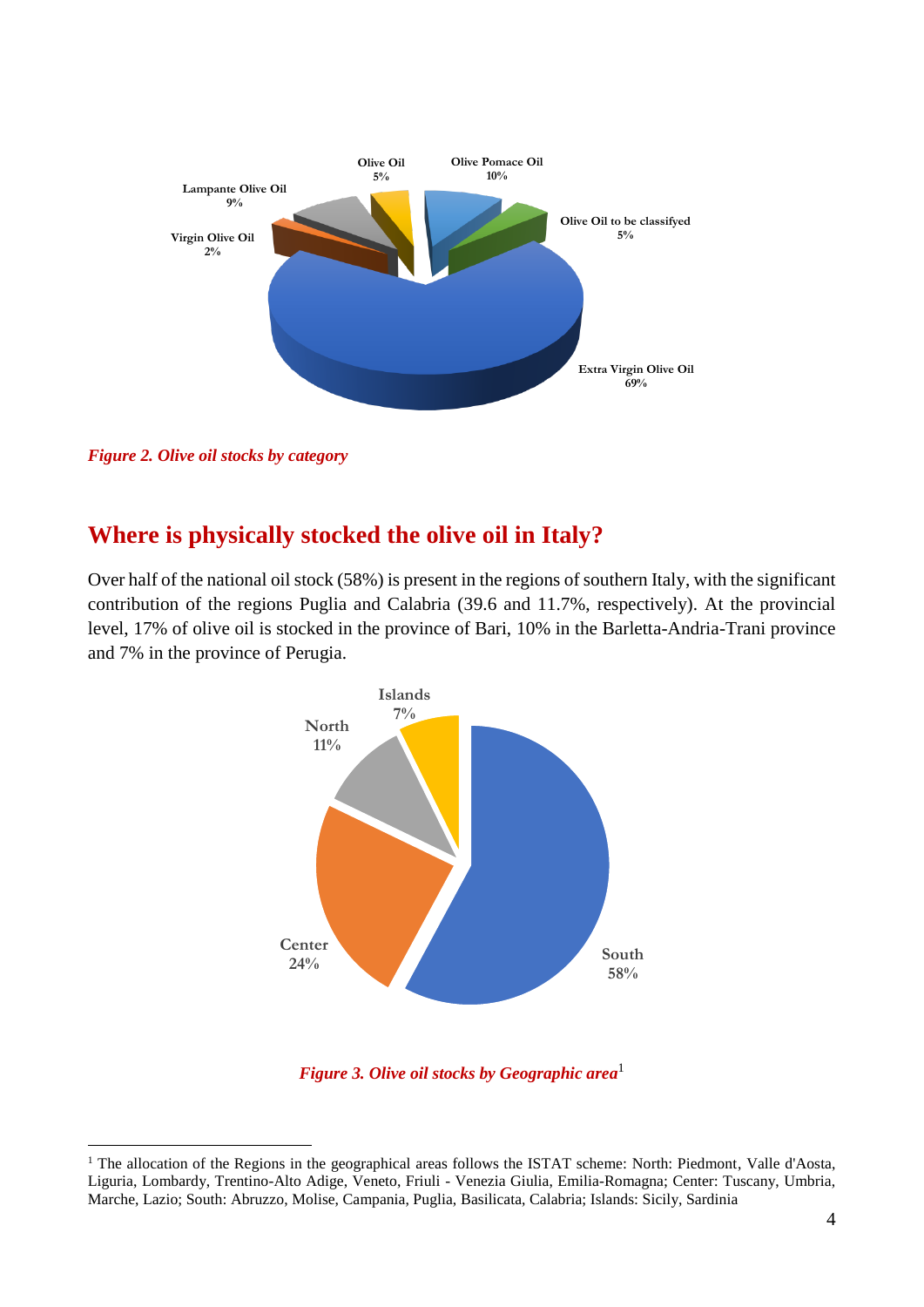*Figure 2. Olive oil stocks by category*

## Where is physically stocked the olive oil in Italy?

Over half of the national oil stock (58%) is present in the regions of southern Italy, with the significant contribution of the regions Puglia and Calabria (39.6 and 11.7%, respectively). At the provincial level, 17% of olive oil is stocked in the province of Bari, 10% in the Barletta-Andria-Trani province and 7% in the province of Perugia.

*Figure 3. Olive oil stocks by Geographic area*[1]

[1] The allocation of the Regions in the geographical areas follows the ISTAT scheme: North: Piedmont, Valle d'Aosta, Liguria, Lombardy, Trentino-Alto Adige, Veneto, Friuli - Venezia Giulia, Emilia-Romagna; Center: Tuscany, Umbria, Marche, Lazio; South: Abruzzo, Molise, Campania, Puglia, Basilicata, Calabria; Islands: Sicily, Sardinia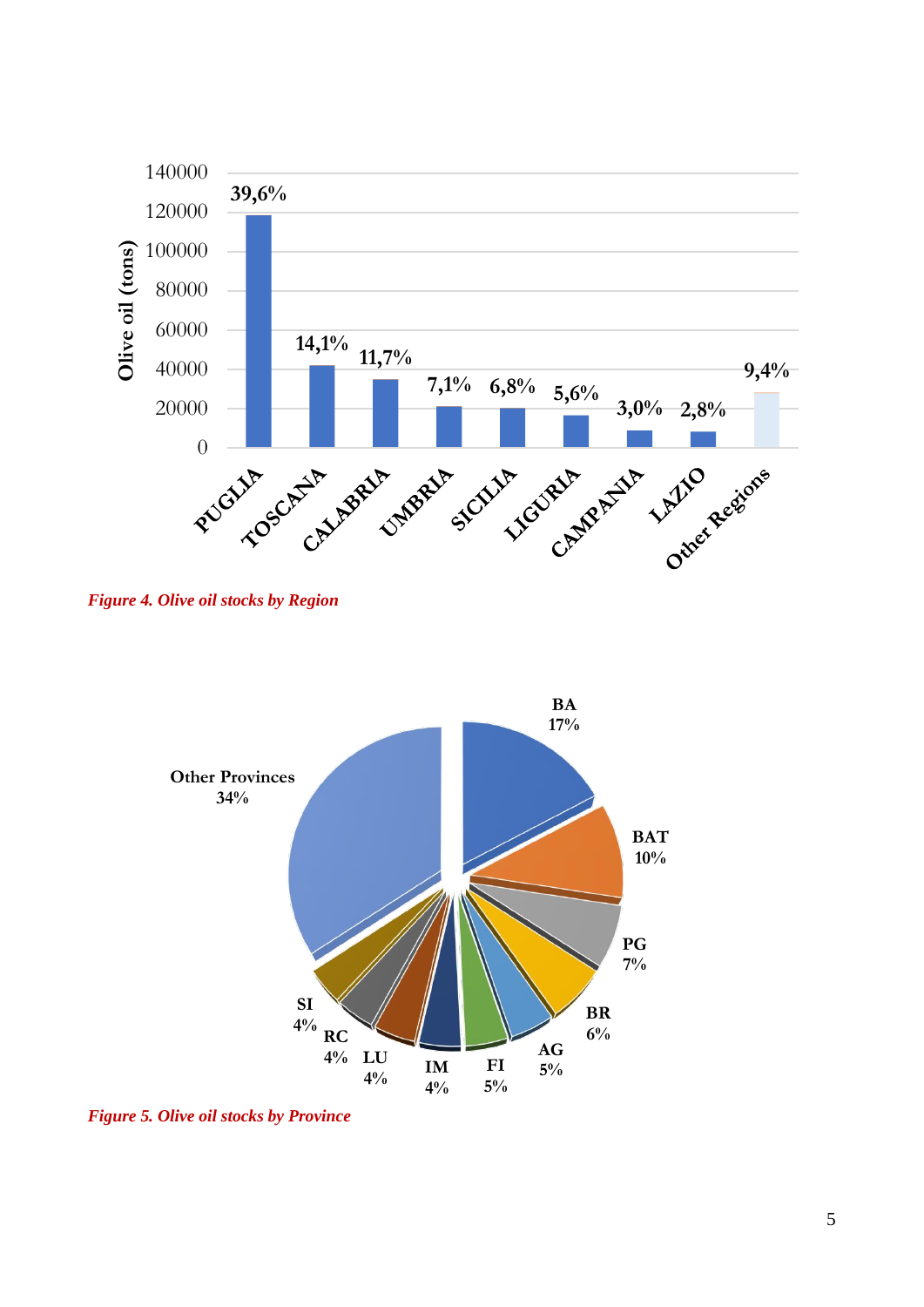*Figure 4. Olive oil stocks by Region*

*Figure 5. Olive oil stocks by Province*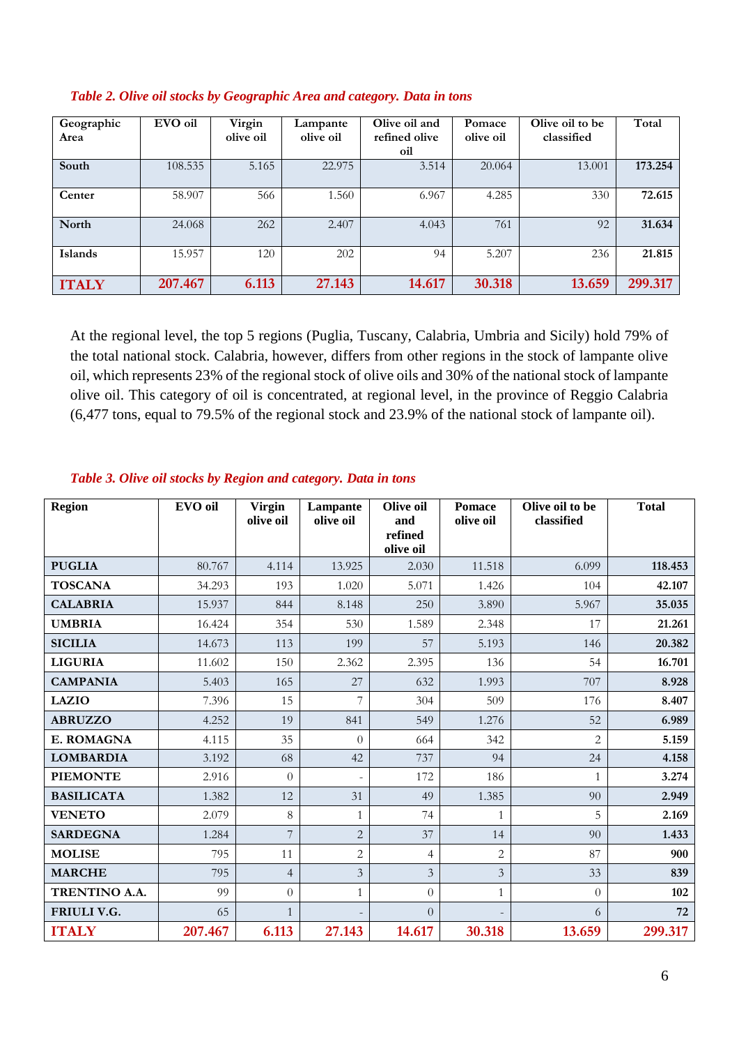*Table 2. Olive oil stocks by Geographic Area and category. Data in tons*

| Geographic Area | EVO oil | Virgin olive oil | Lampante olive oil | Olive oil and refined olive oil | Pomace olive oil | Olive oil to be classified | Total |
|---|---|---|---|---|---|---|---|
| South | 108.535 | 5.165 | 22.975 | 3.514 | 20.064 | 13.001 | **173.254** |
| Center | 58.907 | 566 | 1.560 | 6.967 | 4.285 | 330 | **72.615** |
| North | 24.068 | 262 | 2.407 | 4.043 | 761 | 92 | **31.634** |
| Islands | 15.957 | 120 | 202 | 94 | 5.207 | 236 | **21.815** |
| **ITALY** | **207.467** | **6.113** | **27.143** | **14.617** | **30.318** | **13.659** | **299.317** |

At the regional level, the top 5 regions (Puglia, Tuscany, Calabria, Umbria and Sicily) hold 79% of the total national stock. Calabria, however, differs from other regions in the stock of lampante olive oil, which represents 23% of the regional stock of olive oils and 30% of the national stock of lampante olive oil. This category of oil is concentrated, at regional level, in the province of Reggio Calabria (6,477 tons, equal to 79.5% of the regional stock and 23.9% of the national stock of lampante oil).

*Table 3. Olive oil stocks by Region and category. Data in tons*

| Region | EVO oil | Virgin olive oil | Lampante olive oil | Olive oil and refined olive oil | Pomace olive oil | Olive oil to be classified | Total |
|---|---|---|---|---|---|---|---|
| **PUGLIA** | 80.767 | 4.114 | 13.925 | 2.030 | 11.518 | 6.099 | **118.453** |
| **TOSCANA** | 34.293 | 193 | 1.020 | 5.071 | 1.426 | 104 | **42.107** |
| **CALABRIA** | 15.937 | 844 | 8.148 | 250 | 3.890 | 5.967 | **35.035** |
| **UMBRIA** | 16.424 | 354 | 530 | 1.589 | 2.348 | 17 | **21.261** |
| **SICILIA** | 14.673 | 113 | 199 | 57 | 5.193 | 146 | **20.382** |
| **LIGURIA** | 11.602 | 150 | 2.362 | 2.395 | 136 | 54 | **16.701** |
| **CAMPANIA** | 5.403 | 165 | 27 | 632 | 1.993 | 707 | **8.928** |
| **LAZIO** | 7.396 | 15 | 7 | 304 | 509 | 176 | **8.407** |
| **ABRUZZO** | 4.252 | 19 | 841 | 549 | 1.276 | 52 | **6.989** |
| **E. ROMAGNA** | 4.115 | 35 | 0 | 664 | 342 | 2 | **5.159** |
| **LOMBARDIA** | 3.192 | 68 | 42 | 737 | 94 | 24 | **4.158** |
| **PIEMONTE** | 2.916 | 0 | - | 172 | 186 | 1 | **3.274** |
| **BASILICATA** | 1.382 | 12 | 31 | 49 | 1.385 | 90 | **2.949** |
| **VENETO** | 2.079 | 8 | 1 | 74 | 1 | 5 | **2.169** |
| **SARDEGNA** | 1.284 | 7 | 2 | 37 | 14 | 90 | **1.433** |
| **MOLISE** | 795 | 11 | 2 | 4 | 2 | 87 | **900** |
| **MARCHE** | 795 | 4 | 3 | 3 | 3 | 33 | **839** |
| **TRENTINO A.A.** | 99 | 0 | 1 | 0 | 1 | 0 | **102** |
| **FRIULI V.G.** | 65 | 1 | - | 0 | - | 6 | **72** |
| **ITALY** | **207.467** | **6.113** | **27.143** | **14.617** | **30.318** | **13.659** | **299.317** |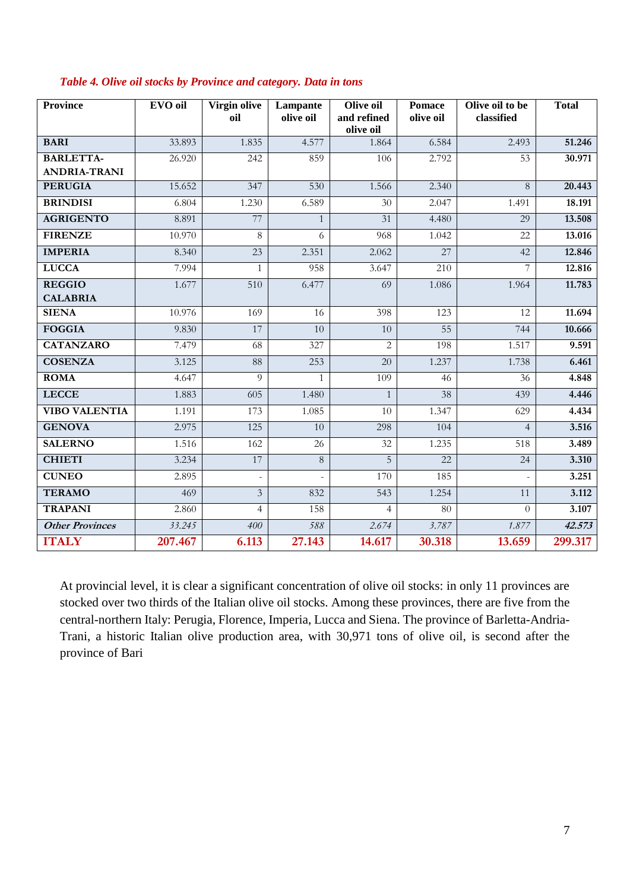*Table 4. Olive oil stocks by Province and category. Data in tons*

| Province | EVO oil | Virgin olive oil | Lampante olive oil | Olive oil and refined olive oil | Pomace olive oil | Olive oil to be classified | Total |
|---|---|---|---|---|---|---|---|
| **BARI** | 33.893 | 1.835 | 4.577 | 1.864 | 6.584 | 2.493 | **51.246** |
| **BARLETTA-ANDRIA-TRANI** | 26.920 | 242 | 859 | 106 | 2.792 | 53 | **30.971** |
| **PERUGIA** | 15.652 | 347 | 530 | 1.566 | 2.340 | 8 | **20.443** |
| **BRINDISI** | 6.804 | 1.230 | 6.589 | 30 | 2.047 | 1.491 | **18.191** |
| **AGRIGENTO** | 8.891 | 77 | 1 | 31 | 4.480 | 29 | **13.508** |
| **FIRENZE** | 10.970 | 8 | 6 | 968 | 1.042 | 22 | **13.016** |
| **IMPERIA** | 8.340 | 23 | 2.351 | 2.062 | 27 | 42 | **12.846** |
| **LUCCA** | 7.994 | 1 | 958 | 3.647 | 210 | 7 | **12.816** |
| **REGGIO CALABRIA** | 1.677 | 510 | 6.477 | 69 | 1.086 | 1.964 | **11.783** |
| **SIENA** | 10.976 | 169 | 16 | 398 | 123 | 12 | **11.694** |
| **FOGGIA** | 9.830 | 17 | 10 | 10 | 55 | 744 | **10.666** |
| **CATANZARO** | 7.479 | 68 | 327 | 2 | 198 | 1.517 | **9.591** |
| **COSENZA** | 3.125 | 88 | 253 | 20 | 1.237 | 1.738 | **6.461** |
| **ROMA** | 4.647 | 9 | 1 | 109 | 46 | 36 | **4.848** |
| **LECCE** | 1.883 | 605 | 1.480 | 1 | 38 | 439 | **4.446** |
| **VIBO VALENTIA** | 1.191 | 173 | 1.085 | 10 | 1.347 | 629 | **4.434** |
| **GENOVA** | 2.975 | 125 | 10 | 298 | 104 | 4 | **3.516** |
| **SALERNO** | 1.516 | 162 | 26 | 32 | 1.235 | 518 | **3.489** |
| **CHIETI** | 3.234 | 17 | 8 | 5 | 22 | 24 | **3.310** |
| **CUNEO** | 2.895 | - | - | 170 | 185 | - | **3.251** |
| **TERAMO** | 469 | 3 | 832 | 543 | 1.254 | 11 | **3.112** |
| **TRAPANI** | 2.860 | 4 | 158 | 4 | 80 | 0 | **3.107** |
| ***Other Provinces*** | *33.245* | *400* | *588* | *2.674* | *3.787* | *1.877* | ***42.573*** |
| **ITALY** | **207.467** | **6.113** | **27.143** | **14.617** | **30.318** | **13.659** | **299.317** |

At provincial level, it is clear a significant concentration of olive oil stocks: in only 11 provinces are stocked over two thirds of the Italian olive oil stocks. Among these provinces, there are five from the central-northern Italy: Perugia, Florence, Imperia, Lucca and Siena. The province of Barletta-Andria-Trani, a historic Italian olive production area, with 30,971 tons of olive oil, is second after the province of Bari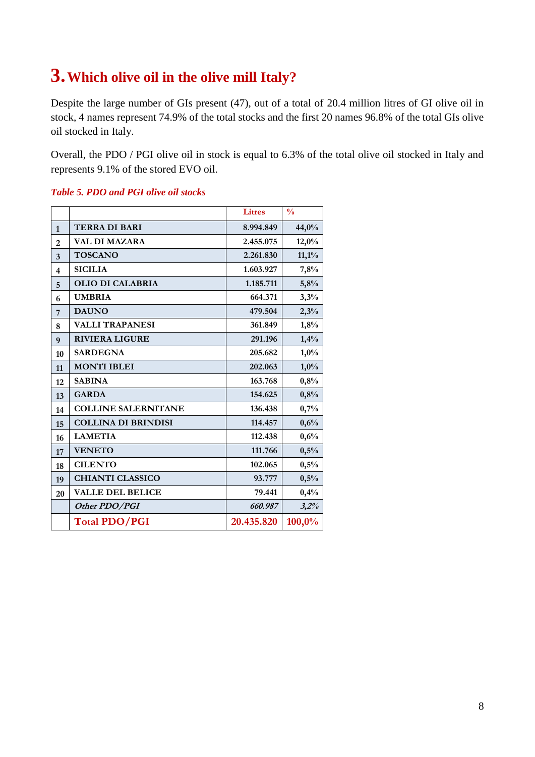# 3. Which olive oil in the olive mill Italy?

Despite the large number of GIs present (47), out of a total of 20.4 million litres of GI olive oil in stock, 4 names represent 74.9% of the total stocks and the first 20 names 96.8% of the total GIs olive oil stocked in Italy.

Overall, the PDO / PGI olive oil in stock is equal to 6.3% of the total olive oil stocked in Italy and represents 9.1% of the stored EVO oil.

*Table 5. PDO and PGI olive oil stocks*

| | | Litres | % |
|---|---|---|---|
| 1 | TERRA DI BARI | 8.994.849 | 44,0% |
| 2 | VAL DI MAZARA | 2.455.075 | 12,0% |
| 3 | TOSCANO | 2.261.830 | 11,1% |
| 4 | SICILIA | 1.603.927 | 7,8% |
| 5 | OLIO DI CALABRIA | 1.185.711 | 5,8% |
| 6 | UMBRIA | 664.371 | 3,3% |
| 7 | DAUNO | 479.504 | 2,3% |
| 8 | VALLI TRAPANESI | 361.849 | 1,8% |
| 9 | RIVIERA LIGURE | 291.196 | 1,4% |
| 10 | SARDEGNA | 205.682 | 1,0% |
| 11 | MONTI IBLEI | 202.063 | 1,0% |
| 12 | SABINA | 163.768 | 0,8% |
| 13 | GARDA | 154.625 | 0,8% |
| 14 | COLLINE SALERNITANE | 136.438 | 0,7% |
| 15 | COLLINA DI BRINDISI | 114.457 | 0,6% |
| 16 | LAMETIA | 112.438 | 0,6% |
| 17 | VENETO | 111.766 | 0,5% |
| 18 | CILENTO | 102.065 | 0,5% |
| 19 | CHIANTI CLASSICO | 93.777 | 0,5% |
| 20 | VALLE DEL BELICE | 79.441 | 0,4% |
| | *Other PDO/PGI* | *660.987* | *3,2%* |
| | **Total PDO/PGI** | **20.435.820** | **100,0%** |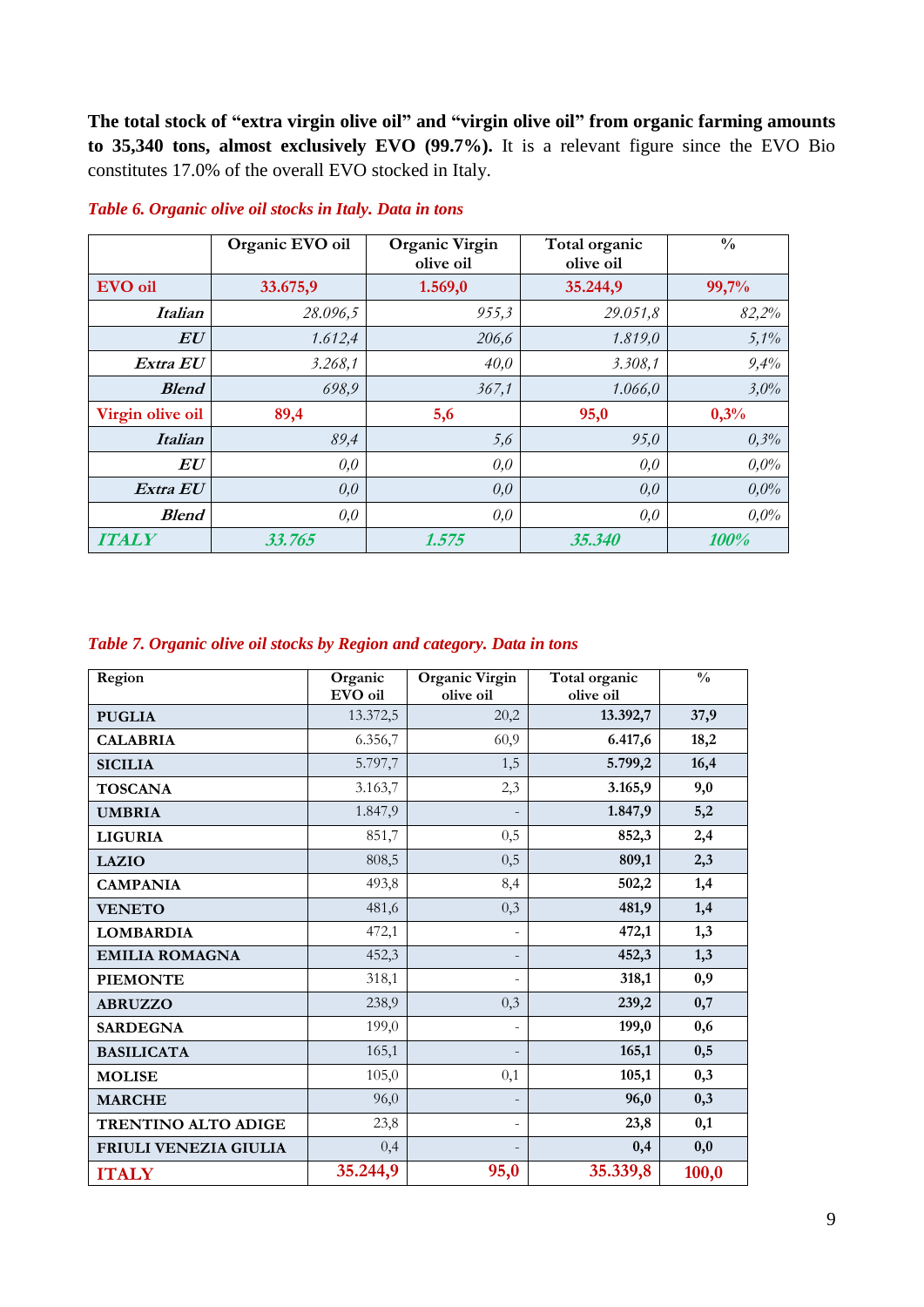**The total stock of "extra virgin olive oil" and "virgin olive oil" from organic farming amounts to 35,340 tons, almost exclusively EVO (99.7%).** It is a relevant figure since the EVO Bio constitutes 17.0% of the overall EVO stocked in Italy.

***Table 6. Organic olive oil stocks in Italy. Data in tons***

| | Organic EVO oil | Organic Virgin olive oil | Total organic olive oil | % |
|---|---|---|---|---|
| **EVO oil** | **33.675,9** | **1.569,0** | **35.244,9** | **99,7%** |
| ***Italian*** | *28.096,5* | *955,3* | *29.051,8* | *82,2%* |
| ***EU*** | *1.612,4* | *206,6* | *1.819,0* | *5,1%* |
| ***Extra EU*** | *3.268,1* | *40,0* | *3.308,1* | *9,4%* |
| ***Blend*** | *698,9* | *367,1* | *1.066,0* | *3,0%* |
| **Virgin olive oil** | **89,4** | **5,6** | **95,0** | **0,3%** |
| ***Italian*** | *89,4* | *5,6* | *95,0* | *0,3%* |
| ***EU*** | *0,0* | *0,0* | *0,0* | *0,0%* |
| ***Extra EU*** | *0,0* | *0,0* | *0,0* | *0,0%* |
| ***Blend*** | *0,0* | *0,0* | *0,0* | *0,0%* |
| ***ITALY*** | ***33.765*** | ***1.575*** | ***35.340*** | ***100%*** |

***Table 7. Organic olive oil stocks by Region and category. Data in tons***

| Region | Organic EVO oil | Organic Virgin olive oil | Total organic olive oil | % |
|---|---|---|---|---|
| **PUGLIA** | 13.372,5 | 20,2 | **13.392,7** | **37,9** |
| **CALABRIA** | 6.356,7 | 60,9 | **6.417,6** | **18,2** |
| **SICILIA** | 5.797,7 | 1,5 | **5.799,2** | **16,4** |
| **TOSCANA** | 3.163,7 | 2,3 | **3.165,9** | **9,0** |
| **UMBRIA** | 1.847,9 | - | **1.847,9** | **5,2** |
| **LIGURIA** | 851,7 | 0,5 | **852,3** | **2,4** |
| **LAZIO** | 808,5 | 0,5 | **809,1** | **2,3** |
| **CAMPANIA** | 493,8 | 8,4 | **502,2** | **1,4** |
| **VENETO** | 481,6 | 0,3 | **481,9** | **1,4** |
| **LOMBARDIA** | 472,1 | - | **472,1** | **1,3** |
| **EMILIA ROMAGNA** | 452,3 | - | **452,3** | **1,3** |
| **PIEMONTE** | 318,1 | - | **318,1** | **0,9** |
| **ABRUZZO** | 238,9 | 0,3 | **239,2** | **0,7** |
| **SARDEGNA** | 199,0 | - | **199,0** | **0,6** |
| **BASILICATA** | 165,1 | - | **165,1** | **0,5** |
| **MOLISE** | 105,0 | 0,1 | **105,1** | **0,3** |
| **MARCHE** | 96,0 | - | **96,0** | **0,3** |
| **TRENTINO ALTO ADIGE** | 23,8 | - | **23,8** | **0,1** |
| **FRIULI VENEZIA GIULIA** | 0,4 | - | **0,4** | **0,0** |
| **ITALY** | **35.244,9** | **95,0** | **35.339,8** | **100,0** |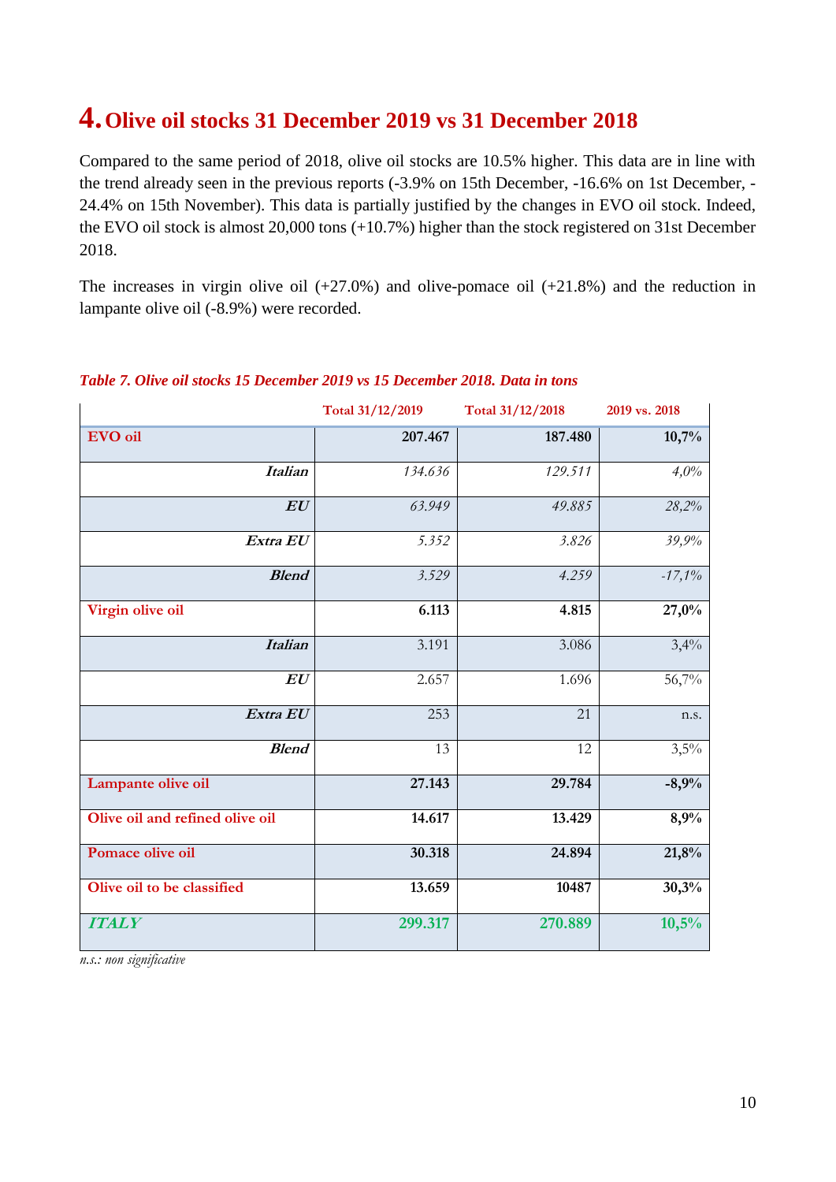# 4. Olive oil stocks 31 December 2019 vs 31 December 2018

Compared to the same period of 2018, olive oil stocks are 10.5% higher. This data are in line with the trend already seen in the previous reports (-3.9% on 15th December, -16.6% on 1st December, -24.4% on 15th November). This data is partially justified by the changes in EVO oil stock. Indeed, the EVO oil stock is almost 20,000 tons (+10.7%) higher than the stock registered on 31st December 2018.

The increases in virgin olive oil (+27.0%) and olive-pomace oil (+21.8%) and the reduction in lampante olive oil (-8.9%) were recorded.

*Table 7. Olive oil stocks 15 December 2019 vs 15 December 2018. Data in tons*

| | Total 31/12/2019 | Total 31/12/2018 | 2019 vs. 2018 |
|---|---|---|---|
| **EVO oil** | **207.467** | **187.480** | **10,7%** |
| ***Italian*** | *134.636* | *129.511* | *4,0%* |
| ***EU*** | *63.949* | *49.885* | *28,2%* |
| ***Extra EU*** | *5.352* | *3.826* | *39,9%* |
| ***Blend*** | *3.529* | *4.259* | *-17,1%* |
| **Virgin olive oil** | **6.113** | **4.815** | **27,0%** |
| ***Italian*** | 3.191 | 3.086 | 3,4% |
| ***EU*** | 2.657 | 1.696 | 56,7% |
| ***Extra EU*** | 253 | 21 | n.s. |
| ***Blend*** | 13 | 12 | 3,5% |
| **Lampante olive oil** | **27.143** | **29.784** | **-8,9%** |
| **Olive oil and refined olive oil** | **14.617** | **13.429** | **8,9%** |
| **Pomace olive oil** | **30.318** | **24.894** | **21,8%** |
| **Olive oil to be classified** | **13.659** | **10487** | **30,3%** |
| ***ITALY*** | **299.317** | **270.889** | **10,5%** |

*n.s.: non significative*